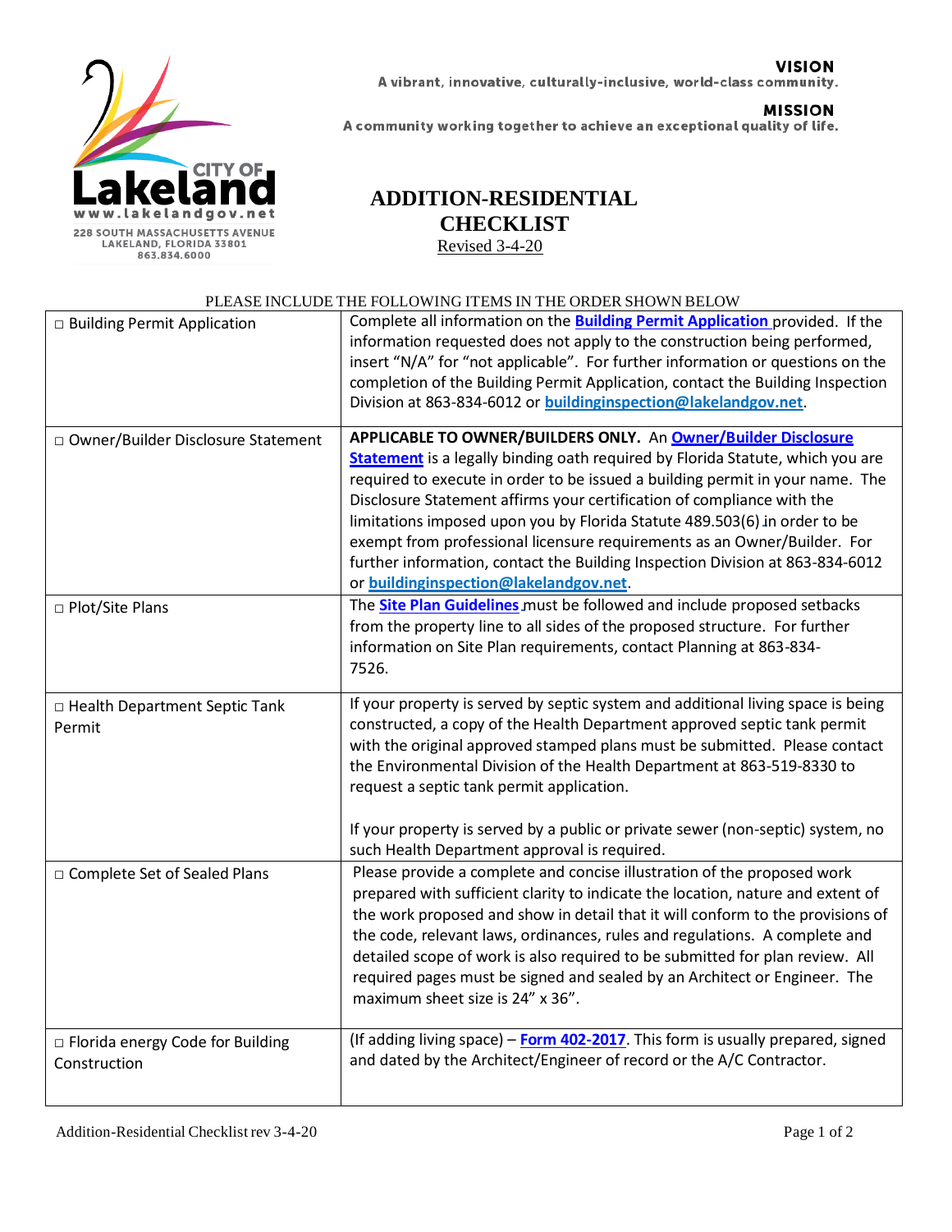CITY OF **Lakeland**
www.lakelandgov.net
228 SOUTH MASSACHUSETTS AVENUE
LAKELAND, FLORIDA 33801
863.834.6000

**VISION**
A vibrant, innovative, culturally-inclusive, world-class community.

**MISSION**
A community working together to achieve an exceptional quality of life.

# ADDITION-RESIDENTIAL CHECKLIST

Revised 3-4-20

PLEASE INCLUDE THE FOLLOWING ITEMS IN THE ORDER SHOWN BELOW

| | |
|---|---|
| □ Building Permit Application | Complete all information on the **Building Permit Application** provided. If the information requested does not apply to the construction being performed, insert "N/A" for "not applicable". For further information or questions on the completion of the Building Permit Application, contact the Building Inspection Division at 863-834-6012 or **buildinginspection@lakelandgov.net**. |
| □ Owner/Builder Disclosure Statement | **APPLICABLE TO OWNER/BUILDERS ONLY.** An **Owner/Builder Disclosure Statement** is a legally binding oath required by Florida Statute, which you are required to execute in order to be issued a building permit in your name. The Disclosure Statement affirms your certification of compliance with the limitations imposed upon you by Florida Statute 489.503(6) in order to be exempt from professional licensure requirements as an Owner/Builder. For further information, contact the Building Inspection Division at 863-834-6012 or **buildinginspection@lakelandgov.net**. |
| □ Plot/Site Plans | The **Site Plan Guidelines** must be followed and include proposed setbacks from the property line to all sides of the proposed structure. For further information on Site Plan requirements, contact Planning at 863-834-7526. |
| □ Health Department Septic Tank Permit | If your property is served by septic system and additional living space is being constructed, a copy of the Health Department approved septic tank permit with the original approved stamped plans must be submitted. Please contact the Environmental Division of the Health Department at 863-519-8330 to request a septic tank permit application.<br><br>If your property is served by a public or private sewer (non-septic) system, no such Health Department approval is required. |
| □ Complete Set of Sealed Plans | Please provide a complete and concise illustration of the proposed work prepared with sufficient clarity to indicate the location, nature and extent of the work proposed and show in detail that it will conform to the provisions of the code, relevant laws, ordinances, rules and regulations. A complete and detailed scope of work is also required to be submitted for plan review. All required pages must be signed and sealed by an Architect or Engineer. The maximum sheet size is 24" x 36". |
| □ Florida energy Code for Building Construction | (If adding living space) – **Form 402-2017**. This form is usually prepared, signed and dated by the Architect/Engineer of record or the A/C Contractor. |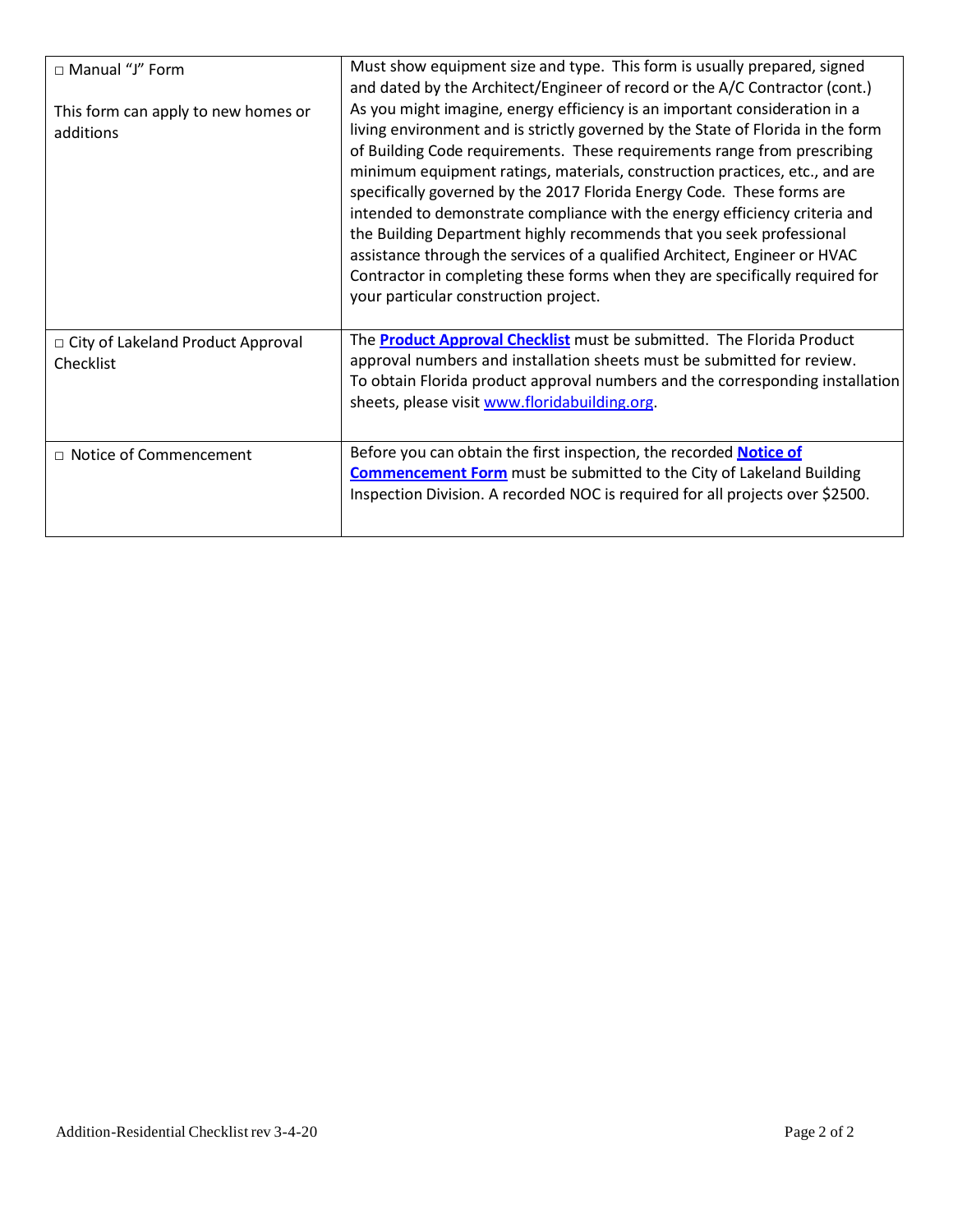| | |
|---|---|
| □ Manual "J" Form<br><br>This form can apply to new homes or additions | Must show equipment size and type. This form is usually prepared, signed and dated by the Architect/Engineer of record or the A/C Contractor (cont.) As you might imagine, energy efficiency is an important consideration in a living environment and is strictly governed by the State of Florida in the form of Building Code requirements. These requirements range from prescribing minimum equipment ratings, materials, construction practices, etc., and are specifically governed by the 2017 Florida Energy Code. These forms are intended to demonstrate compliance with the energy efficiency criteria and the Building Department highly recommends that you seek professional assistance through the services of a qualified Architect, Engineer or HVAC Contractor in completing these forms when they are specifically required for your particular construction project. |
| □ City of Lakeland Product Approval Checklist | The **Product Approval Checklist** must be submitted. The Florida Product approval numbers and installation sheets must be submitted for review. To obtain Florida product approval numbers and the corresponding installation sheets, please visit www.floridabuilding.org. |
| □ Notice of Commencement | Before you can obtain the first inspection, the recorded **Notice of Commencement Form** must be submitted to the City of Lakeland Building Inspection Division. A recorded NOC is required for all projects over $2500. |